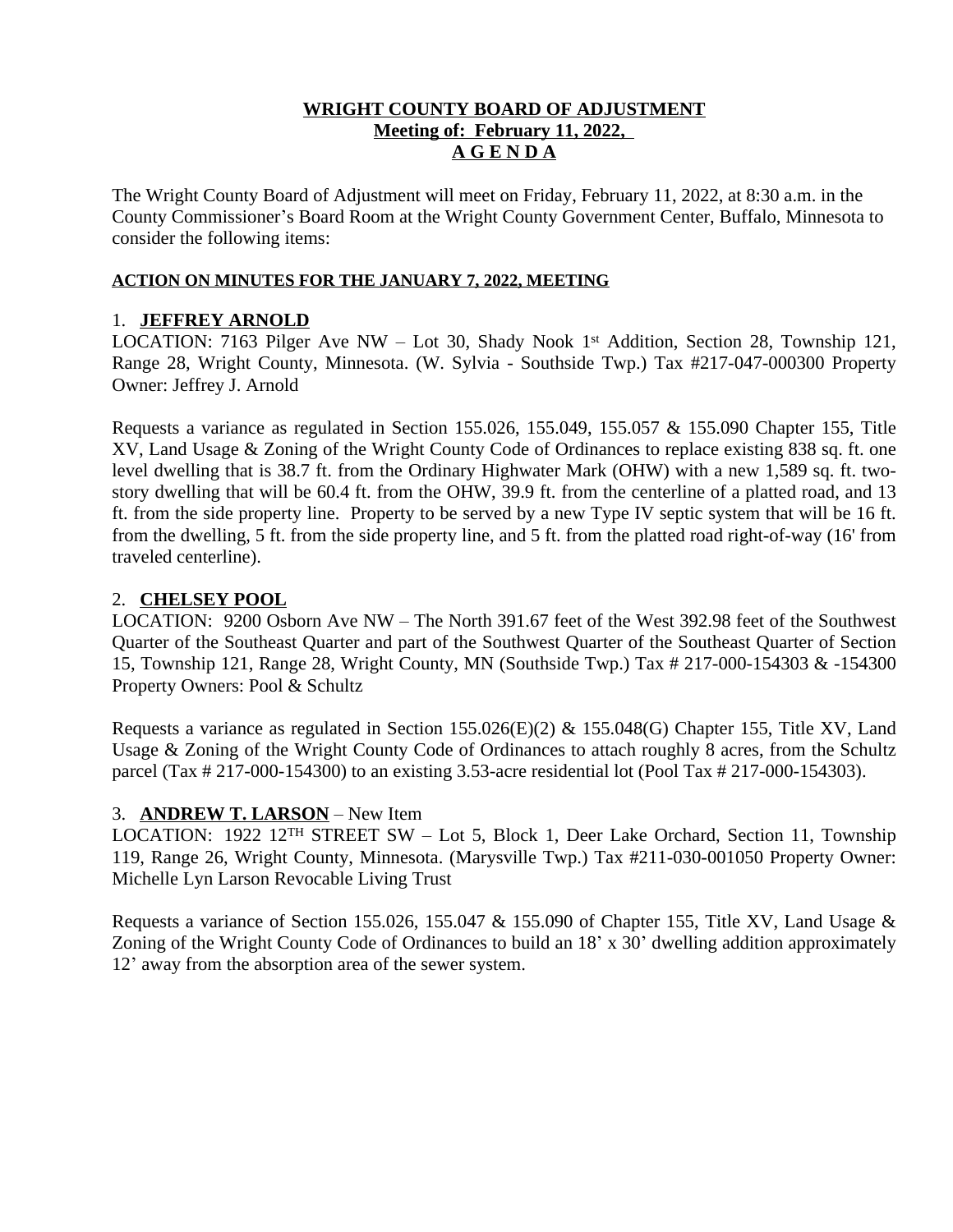# WRIGHT COUNTY BOARD OF ADJUSTMENT
## Meeting of: February 11, 2022,
## A G E N D A

The Wright County Board of Adjustment will meet on Friday, February 11, 2022, at 8:30 a.m. in the County Commissioner's Board Room at the Wright County Government Center, Buffalo, Minnesota to consider the following items:

**ACTION ON MINUTES FOR THE JANUARY 7, 2022, MEETING**

1. **JEFFREY ARNOLD**

LOCATION: 7163 Pilger Ave NW – Lot 30, Shady Nook 1st Addition, Section 28, Township 121, Range 28, Wright County, Minnesota. (W. Sylvia - Southside Twp.) Tax #217-047-000300 Property Owner: Jeffrey J. Arnold

Requests a variance as regulated in Section 155.026, 155.049, 155.057 & 155.090 Chapter 155, Title XV, Land Usage & Zoning of the Wright County Code of Ordinances to replace existing 838 sq. ft. one level dwelling that is 38.7 ft. from the Ordinary Highwater Mark (OHW) with a new 1,589 sq. ft. two-story dwelling that will be 60.4 ft. from the OHW, 39.9 ft. from the centerline of a platted road, and 13 ft. from the side property line. Property to be served by a new Type IV septic system that will be 16 ft. from the dwelling, 5 ft. from the side property line, and 5 ft. from the platted road right-of-way (16' from traveled centerline).

2. **CHELSEY POOL**

LOCATION: 9200 Osborn Ave NW – The North 391.67 feet of the West 392.98 feet of the Southwest Quarter of the Southeast Quarter and part of the Southwest Quarter of the Southeast Quarter of Section 15, Township 121, Range 28, Wright County, MN (Southside Twp.) Tax # 217-000-154303 & -154300 Property Owners: Pool & Schultz

Requests a variance as regulated in Section 155.026(E)(2) & 155.048(G) Chapter 155, Title XV, Land Usage & Zoning of the Wright County Code of Ordinances to attach roughly 8 acres, from the Schultz parcel (Tax # 217-000-154300) to an existing 3.53-acre residential lot (Pool Tax # 217-000-154303).

3. **ANDREW T. LARSON** – New Item

LOCATION: 1922 12TH STREET SW – Lot 5, Block 1, Deer Lake Orchard, Section 11, Township 119, Range 26, Wright County, Minnesota. (Marysville Twp.) Tax #211-030-001050 Property Owner: Michelle Lyn Larson Revocable Living Trust

Requests a variance of Section 155.026, 155.047 & 155.090 of Chapter 155, Title XV, Land Usage & Zoning of the Wright County Code of Ordinances to build an 18' x 30' dwelling addition approximately 12' away from the absorption area of the sewer system.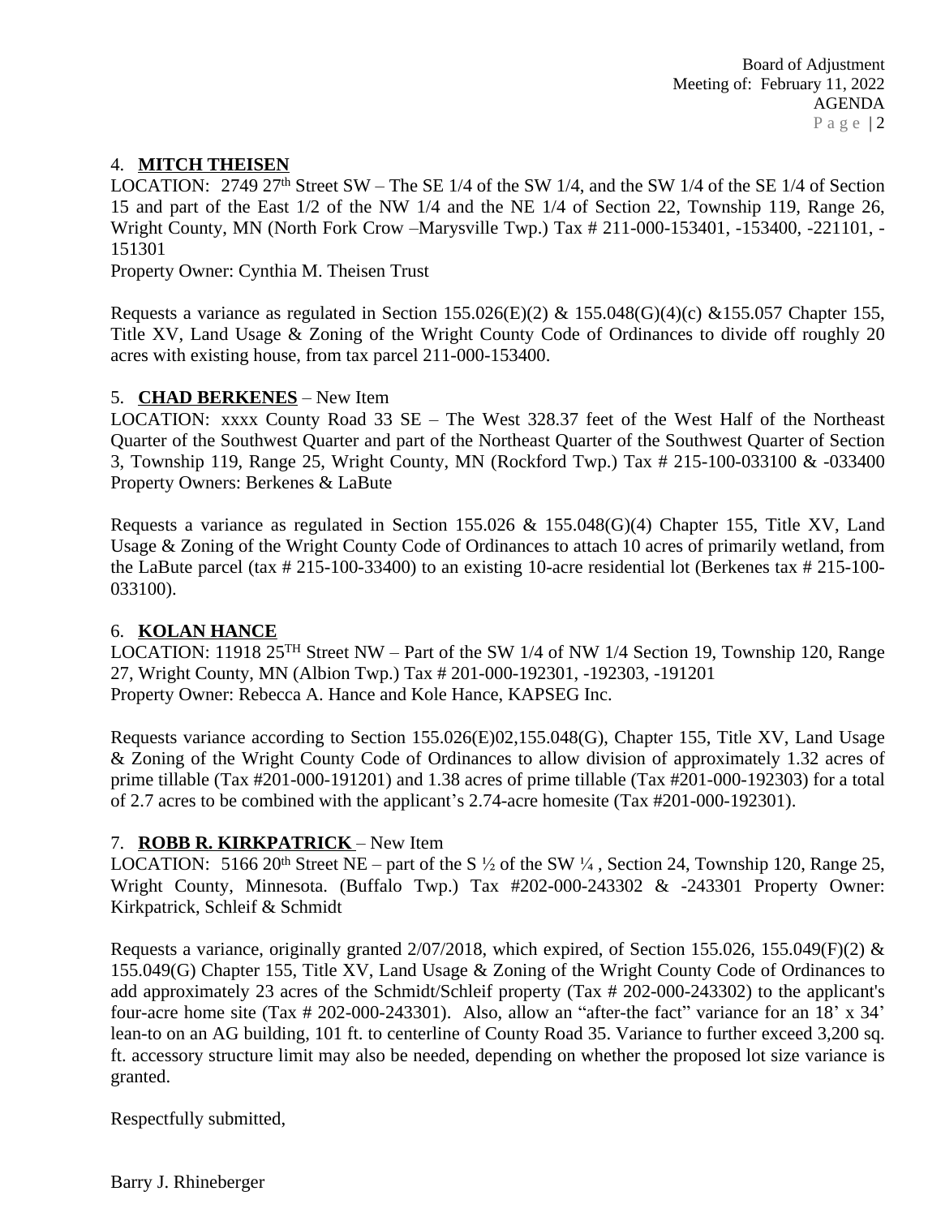4. **MITCH THEISEN**

LOCATION: 2749 27th Street SW – The SE 1/4 of the SW 1/4, and the SW 1/4 of the SE 1/4 of Section 15 and part of the East 1/2 of the NW 1/4 and the NE 1/4 of Section 22, Township 119, Range 26, Wright County, MN (North Fork Crow –Marysville Twp.) Tax # 211-000-153401, -153400, -221101, -151301

Property Owner: Cynthia M. Theisen Trust

Requests a variance as regulated in Section 155.026(E)(2) & 155.048(G)(4)(c) &155.057 Chapter 155, Title XV, Land Usage & Zoning of the Wright County Code of Ordinances to divide off roughly 20 acres with existing house, from tax parcel 211-000-153400.

5. **CHAD BERKENES** – New Item

LOCATION: xxxx County Road 33 SE – The West 328.37 feet of the West Half of the Northeast Quarter of the Southwest Quarter and part of the Northeast Quarter of the Southwest Quarter of Section 3, Township 119, Range 25, Wright County, MN (Rockford Twp.) Tax # 215-100-033100 & -033400

Property Owners: Berkenes & LaBute

Requests a variance as regulated in Section 155.026 & 155.048(G)(4) Chapter 155, Title XV, Land Usage & Zoning of the Wright County Code of Ordinances to attach 10 acres of primarily wetland, from the LaBute parcel (tax # 215-100-33400) to an existing 10-acre residential lot (Berkenes tax # 215-100-033100).

6. **KOLAN HANCE**

LOCATION: 11918 25TH Street NW – Part of the SW 1/4 of NW 1/4 Section 19, Township 120, Range 27, Wright County, MN (Albion Twp.) Tax # 201-000-192301, -192303, -191201

Property Owner: Rebecca A. Hance and Kole Hance, KAPSEG Inc.

Requests variance according to Section 155.026(E)02,155.048(G), Chapter 155, Title XV, Land Usage & Zoning of the Wright County Code of Ordinances to allow division of approximately 1.32 acres of prime tillable (Tax #201-000-191201) and 1.38 acres of prime tillable (Tax #201-000-192303) for a total of 2.7 acres to be combined with the applicant's 2.74-acre homesite (Tax #201-000-192301).

7. **ROBB R. KIRKPATRICK** – New Item

LOCATION: 5166 20th Street NE – part of the S ½ of the SW ¼ , Section 24, Township 120, Range 25, Wright County, Minnesota. (Buffalo Twp.) Tax #202-000-243302 & -243301 Property Owner: Kirkpatrick, Schleif & Schmidt

Requests a variance, originally granted 2/07/2018, which expired, of Section 155.026, 155.049(F)(2) & 155.049(G) Chapter 155, Title XV, Land Usage & Zoning of the Wright County Code of Ordinances to add approximately 23 acres of the Schmidt/Schleif property (Tax # 202-000-243302) to the applicant's four-acre home site (Tax # 202-000-243301). Also, allow an "after-the fact" variance for an 18' x 34' lean-to on an AG building, 101 ft. to centerline of County Road 35. Variance to further exceed 3,200 sq. ft. accessory structure limit may also be needed, depending on whether the proposed lot size variance is granted.

Respectfully submitted,

Barry J. Rhineberger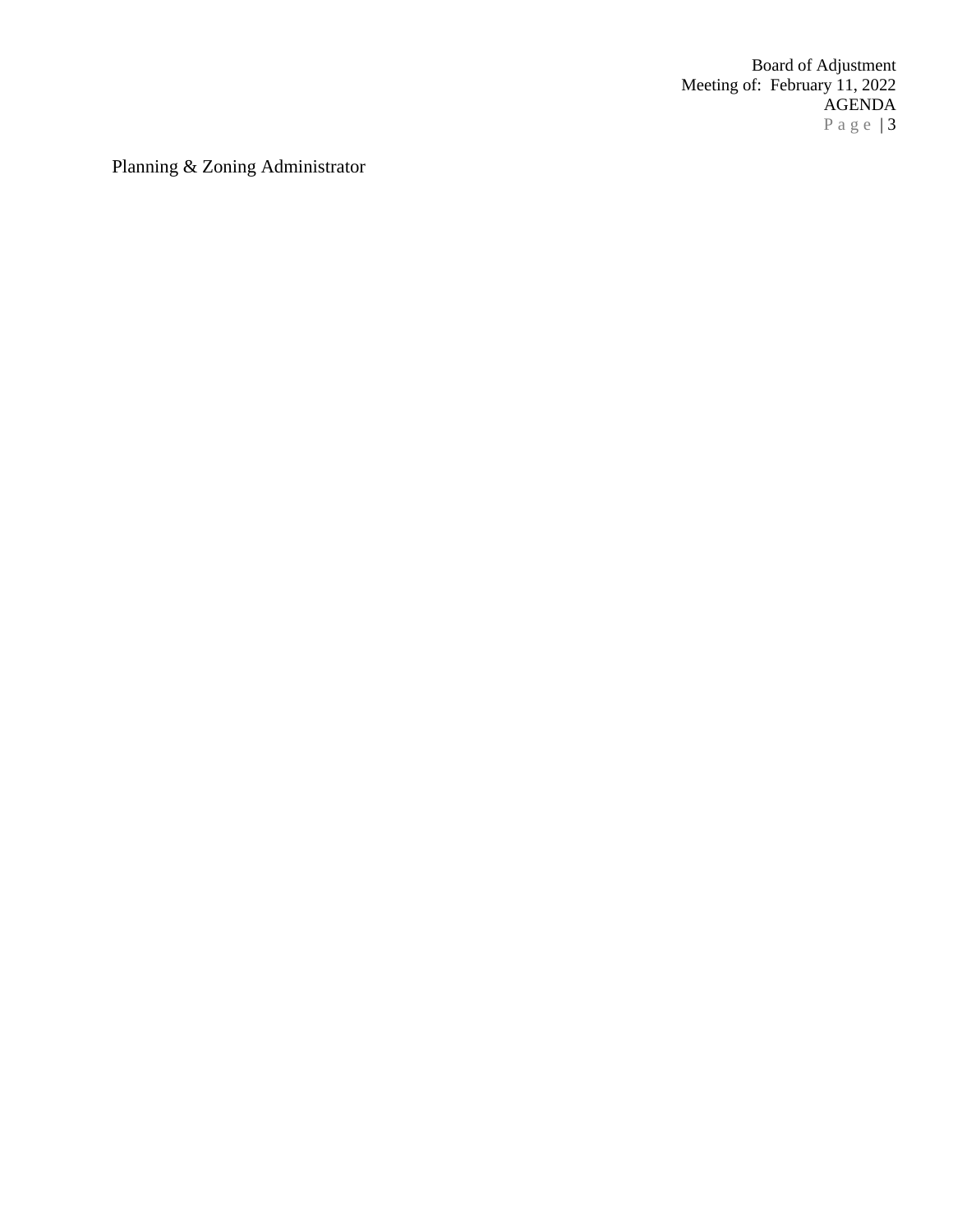Planning & Zoning Administrator